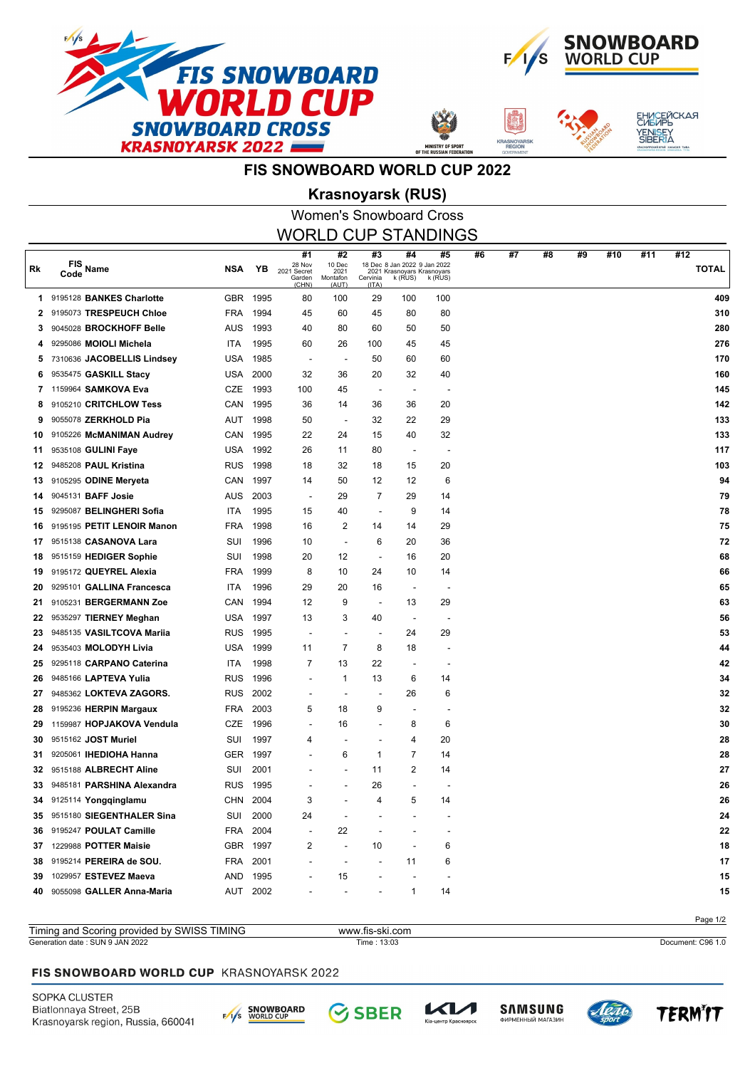# FIS SNOWBOARD WORLD CUP 2022

## Krasnoyarsk (RUS)

### Women's Snowboard Cross

### WORLD CUP STANDINGS

| Rk | FIS Code | Name | NSA | YB | #1 28 Nov 2021 Secret Garden (CHN) | #2 10 Dec 2021 Montafon (AUT) | #3 18 Dec 2021 Cervinia (ITA) | #4 8 Jan 2022 Krasnoyarsk (RUS) | #5 9 Jan 2022 Krasnoyarsk (RUS) | #6 | #7 | #8 | #9 | #10 | #11 | #12 | TOTAL |
|---|---|---|---|---|---|---|---|---|---|---|---|---|---|---|---|---|---|
| 1 | 9195128 | **BANKES Charlotte** | GBR | 1995 | 80 | 100 | 29 | 100 | 100 | | | | | | | | **409** |
| 2 | 9195073 | **TRESPEUCH Chloe** | FRA | 1994 | 45 | 60 | 45 | 80 | 80 | | | | | | | | **310** |
| 3 | 9045028 | **BROCKHOFF Belle** | AUS | 1993 | 40 | 80 | 60 | 50 | 50 | | | | | | | | **280** |
| 4 | 9295086 | **MOIOLI Michela** | ITA | 1995 | 60 | 26 | 100 | 45 | 45 | | | | | | | | **276** |
| 5 | 7310636 | **JACOBELLIS Lindsey** | USA | 1985 | - | - | 50 | 60 | 60 | | | | | | | | **170** |
| 6 | 9535475 | **GASKILL Stacy** | USA | 2000 | 32 | 36 | 20 | 32 | 40 | | | | | | | | **160** |
| 7 | 1159964 | **SAMKOVA Eva** | CZE | 1993 | 100 | 45 | - | - | - | | | | | | | | **145** |
| 8 | 9105210 | **CRITCHLOW Tess** | CAN | 1995 | 36 | 14 | 36 | 36 | 20 | | | | | | | | **142** |
| 9 | 9055078 | **ZERKHOLD Pia** | AUT | 1998 | 50 | - | 32 | 22 | 29 | | | | | | | | **133** |
| 10 | 9105226 | **McMANIMAN Audrey** | CAN | 1995 | 22 | 24 | 15 | 40 | 32 | | | | | | | | **133** |
| 11 | 9535108 | **GULINI Faye** | USA | 1992 | 26 | 11 | 80 | - | - | | | | | | | | **117** |
| 12 | 9485208 | **PAUL Kristina** | RUS | 1998 | 18 | 32 | 18 | 15 | 20 | | | | | | | | **103** |
| 13 | 9105295 | **ODINE Meryeta** | CAN | 1997 | 14 | 50 | 12 | 12 | 6 | | | | | | | | **94** |
| 14 | 9045131 | **BAFF Josie** | AUS | 2003 | - | 29 | 7 | 29 | 14 | | | | | | | | **79** |
| 15 | 9295087 | **BELINGHERI Sofia** | ITA | 1995 | 15 | 40 | - | 9 | 14 | | | | | | | | **78** |
| 16 | 9195195 | **PETIT LENOIR Manon** | FRA | 1998 | 16 | 2 | 14 | 14 | 29 | | | | | | | | **75** |
| 17 | 9515138 | **CASANOVA Lara** | SUI | 1996 | 10 | - | 6 | 20 | 36 | | | | | | | | **72** |
| 18 | 9515159 | **HEDIGER Sophie** | SUI | 1998 | 20 | 12 | - | 16 | 20 | | | | | | | | **68** |
| 19 | 9195172 | **QUEYREL Alexia** | FRA | 1999 | 8 | 10 | 24 | 10 | 14 | | | | | | | | **66** |
| 20 | 9295101 | **GALLINA Francesca** | ITA | 1996 | 29 | 20 | 16 | - | - | | | | | | | | **65** |
| 21 | 9105231 | **BERGERMANN Zoe** | CAN | 1994 | 12 | 9 | - | 13 | 29 | | | | | | | | **63** |
| 22 | 9535297 | **TIERNEY Meghan** | USA | 1997 | 13 | 3 | 40 | - | - | | | | | | | | **56** |
| 23 | 9485135 | **VASILTCOVA Mariia** | RUS | 1995 | - | - | - | 24 | 29 | | | | | | | | **53** |
| 24 | 9535403 | **MOLODYH Livia** | USA | 1999 | 11 | 7 | 8 | 18 | - | | | | | | | | **44** |
| 25 | 9295118 | **CARPANO Caterina** | ITA | 1998 | 7 | 13 | 22 | - | - | | | | | | | | **42** |
| 26 | 9485166 | **LAPTEVA Yulia** | RUS | 1996 | - | 1 | 13 | 6 | 14 | | | | | | | | **34** |
| 27 | 9485362 | **LOKTEVA ZAGORS.** | RUS | 2002 | - | - | - | 26 | 6 | | | | | | | | **32** |
| 28 | 9195236 | **HERPIN Margaux** | FRA | 2003 | 5 | 18 | 9 | - | - | | | | | | | | **32** |
| 29 | 1159987 | **HOPJAKOVA Vendula** | CZE | 1996 | - | 16 | - | 8 | 6 | | | | | | | | **30** |
| 30 | 9515162 | **JOST Muriel** | SUI | 1997 | 4 | - | - | 4 | 20 | | | | | | | | **28** |
| 31 | 9205061 | **IHEDIOHA Hanna** | GER | 1997 | - | 6 | 1 | 7 | 14 | | | | | | | | **28** |
| 32 | 9515188 | **ALBRECHT Aline** | SUI | 2001 | - | - | 11 | 2 | 14 | | | | | | | | **27** |
| 33 | 9485181 | **PARSHINA Alexandra** | RUS | 1995 | - | - | 26 | - | - | | | | | | | | **26** |
| 34 | 9125114 | **Yongqinglamu** | CHN | 2004 | 3 | - | 4 | 5 | 14 | | | | | | | | **26** |
| 35 | 9515180 | **SIEGENTHALER Sina** | SUI | 2000 | 24 | - | - | - | - | | | | | | | | **24** |
| 36 | 9195247 | **POULAT Camille** | FRA | 2004 | - | 22 | - | - | - | | | | | | | | **22** |
| 37 | 1229988 | **POTTER Maisie** | GBR | 1997 | 2 | - | 10 | - | 6 | | | | | | | | **18** |
| 38 | 9195214 | **PEREIRA de SOU.** | FRA | 2001 | - | - | - | 11 | 6 | | | | | | | | **17** |
| 39 | 1029957 | **ESTEVEZ Maeva** | AND | 1995 | - | 15 | - | - | - | | | | | | | | **15** |
| 40 | 9055098 | **GALLER Anna-Maria** | AUT | 2002 | - | - | - | 1 | 14 | | | | | | | | **15** |

Timing and Scoring provided by SWISS TIMING | www.fis-ski.com

Generation date : SUN 9 JAN 2022 | Time : 13:03 | Document: C96 1.0

**FIS SNOWBOARD WORLD CUP** KRASNOYARSK 2022

SOPKA CLUSTER
Biatlonnaya Street, 25B
Krasnoyarsk region, Russia, 660041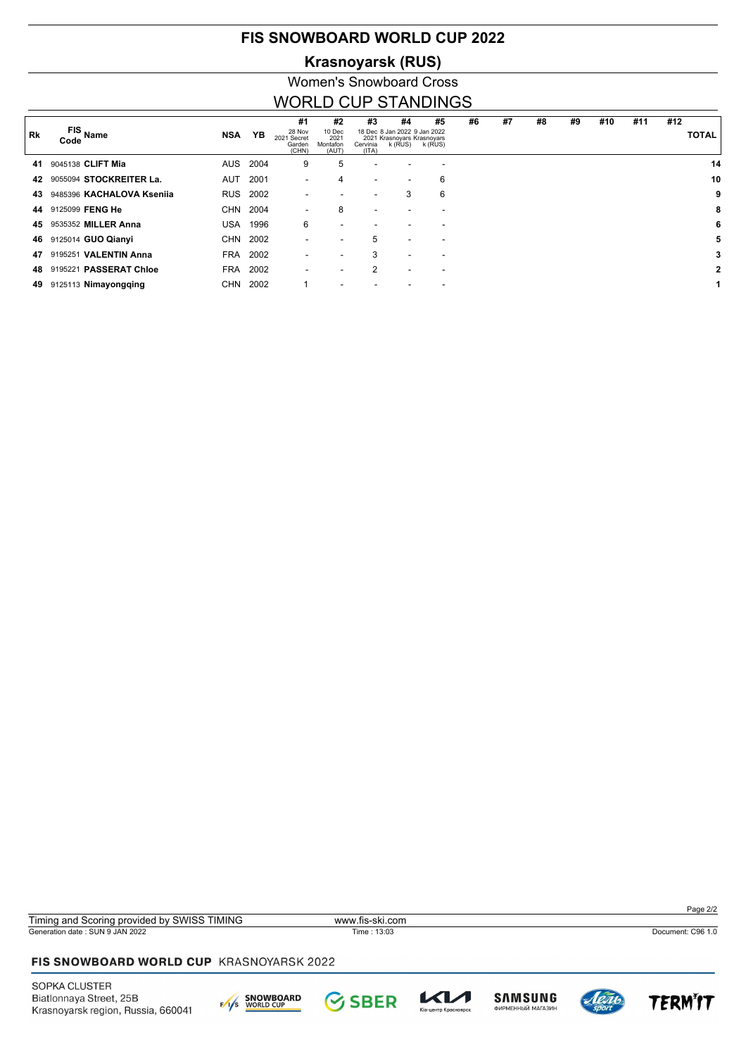# FIS SNOWBOARD WORLD CUP 2022

## Krasnoyarsk (RUS)

### Women's Snowboard Cross

### WORLD CUP STANDINGS

| Rk | FIS Code | Name | NSA | YB | #1 28 Nov 2021 Secret Garden (CHN) | #2 10 Dec 2021 Montafon (AUT) | #3 18 Dec 2021 Cervinia (ITA) | #4 8 Jan 2022 Krasnoyarsk (RUS) | #5 9 Jan 2022 Krasnoyarsk (RUS) | #6 | #7 | #8 | #9 | #10 | #11 | #12 | TOTAL |
|---|---|---|---|---|---|---|---|---|---|---|---|---|---|---|---|---|---|
| 41 | 9045138 | **CLIFT Mia** | AUS | 2004 | 9 | 5 | - | - | - | | | | | | | | 14 |
| 42 | 9055094 | **STOCKREITER La.** | AUT | 2001 | - | 4 | - | - | 6 | | | | | | | | 10 |
| 43 | 9485396 | **KACHALOVA Kseniia** | RUS | 2002 | - | - | - | 3 | 6 | | | | | | | | 9 |
| 44 | 9125099 | **FENG He** | CHN | 2004 | - | 8 | - | - | - | | | | | | | | 8 |
| 45 | 9535352 | **MILLER Anna** | USA | 1996 | 6 | - | - | - | - | | | | | | | | 6 |
| 46 | 9125014 | **GUO Qianyi** | CHN | 2002 | - | - | 5 | - | - | | | | | | | | 5 |
| 47 | 9195251 | **VALENTIN Anna** | FRA | 2002 | - | - | 3 | - | - | | | | | | | | 3 |
| 48 | 9195221 | **PASSERAT Chloe** | FRA | 2002 | - | - | 2 | - | - | | | | | | | | 2 |
| 49 | 9125113 | **Nimayongqing** | CHN | 2002 | 1 | - | - | - | - | | | | | | | | 1 |

Timing and Scoring provided by SWISS TIMING www.fis-ski.com

Generation date : SUN 9 JAN 2022 Time : 13:03 Document: C96 1.0

**FIS SNOWBOARD WORLD CUP** KRASNOYARSK 2022

SOPKA CLUSTER
Biatlonnaya Street, 25B
Krasnoyarsk region, Russia, 660041